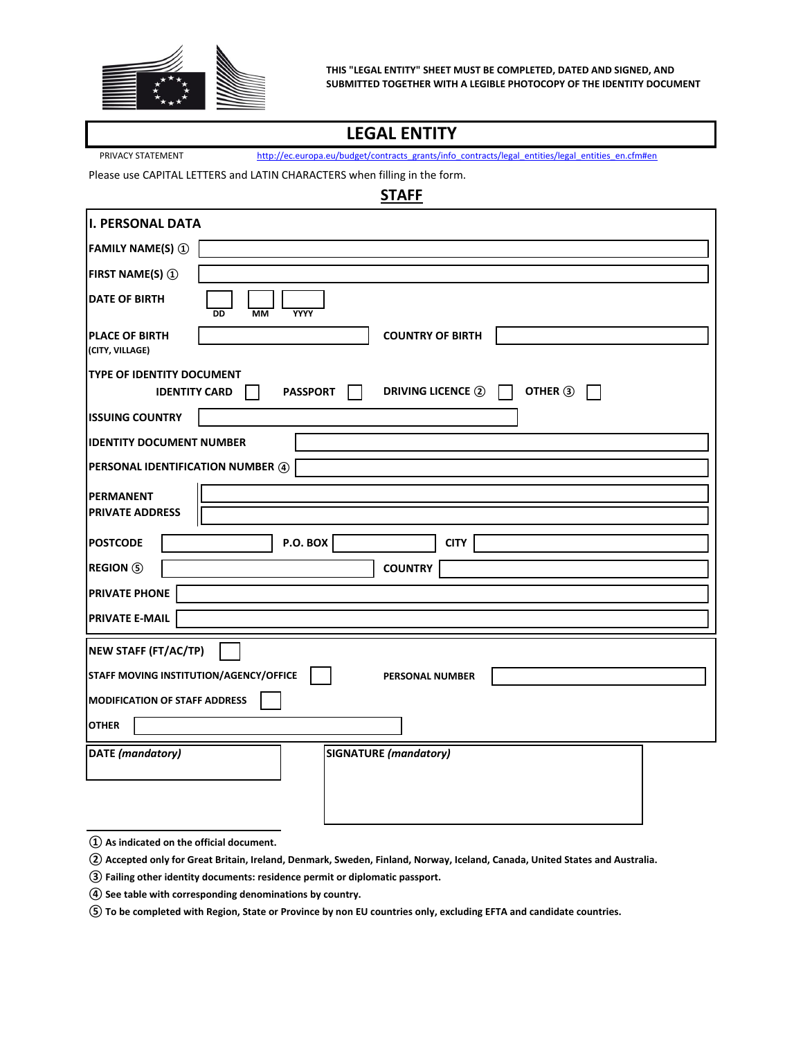THIS "LEGAL ENTITY" SHEET MUST BE COMPLETED, DATED AND SIGNED, AND SUBMITTED TOGETHER WITH A LEGIBLE PHOTOCOPY OF THE IDENTITY DOCUMENT

# LEGAL ENTITY

PRIVACY STATEMENT http://ec.europa.eu/budget/contracts_grants/info_contracts/legal_entities/legal_entities_en.cfm#en

Please use CAPITAL LETTERS and LATIN CHARACTERS when filling in the form.

## STAFF

### I. PERSONAL DATA

**FAMILY NAME(S) ①** 

**FIRST NAME(S) ①** 

**DATE OF BIRTH** DD MM YYYY

**PLACE OF BIRTH (CITY, VILLAGE)** **COUNTRY OF BIRTH** 

**TYPE OF IDENTITY DOCUMENT**

**IDENTITY CARD** ☐ **PASSPORT** ☐ **DRIVING LICENCE ②** ☐ **OTHER ③** ☐

**ISSUING COUNTRY** 

**IDENTITY DOCUMENT NUMBER** 

**PERSONAL IDENTIFICATION NUMBER ④** 

**PERMANENT PRIVATE ADDRESS** 

**POSTCODE** **P.O. BOX** **CITY** 

**REGION ⑤** **COUNTRY** 

**PRIVATE PHONE** 

**PRIVATE E-MAIL** 

**NEW STAFF (FT/AC/TP)** ☐

**STAFF MOVING INSTITUTION/AGENCY/OFFICE** ☐ **PERSONAL NUMBER** 

**MODIFICATION OF STAFF ADDRESS** ☐

**OTHER** 

**DATE *(mandatory)*** **SIGNATURE *(mandatory)***

① As indicated on the official document.

② Accepted only for Great Britain, Ireland, Denmark, Sweden, Finland, Norway, Iceland, Canada, United States and Australia.

③ Failing other identity documents: residence permit or diplomatic passport.

④ See table with corresponding denominations by country.

⑤ To be completed with Region, State or Province by non EU countries only, excluding EFTA and candidate countries.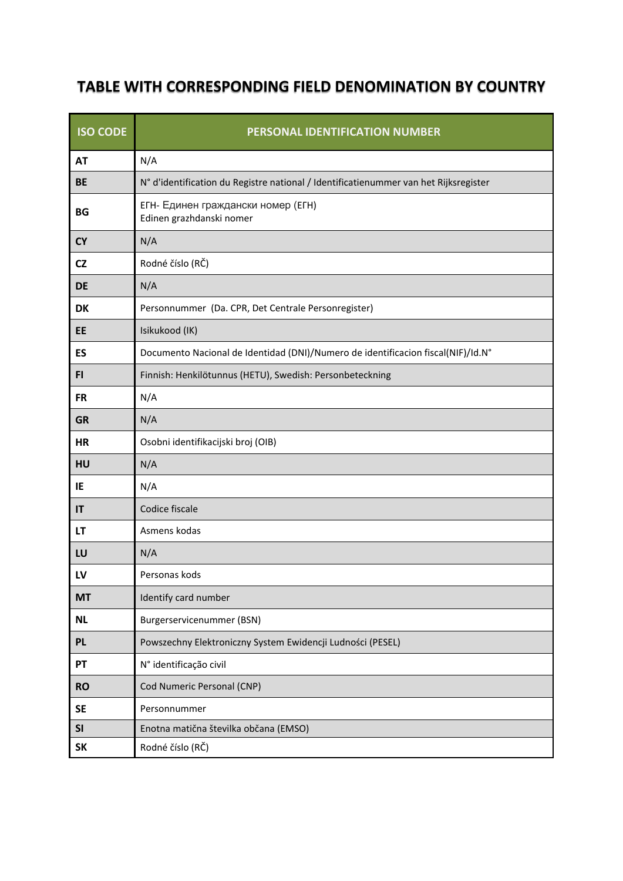# TABLE WITH CORRESPONDING FIELD DENOMINATION BY COUNTRY

| ISO CODE | PERSONAL IDENTIFICATION NUMBER |
|---|---|
| **AT** | N/A |
| **BE** | N° d'identification du Registre national / Identificatienummer van het Rijksregister |
| **BG** | ЕГН- Единен граждански номер (ЕГН)<br>Edinen grazhdanski nomer |
| **CY** | N/A |
| **CZ** | Rodné číslo (RČ) |
| **DE** | N/A |
| **DK** | Personnummer (Da. CPR, Det Centrale Personregister) |
| **EE** | Isikukood (IK) |
| **ES** | Documento Nacional de Identidad (DNI)/Numero de identificacion fiscal(NIF)/Id.N° |
| **FI** | Finnish: Henkilötunnus (HETU), Swedish: Personbeteckning |
| **FR** | N/A |
| **GR** | N/A |
| **HR** | Osobni identifikacijski broj (OIB) |
| **HU** | N/A |
| **IE** | N/A |
| **IT** | Codice fiscale |
| **LT** | Asmens kodas |
| **LU** | N/A |
| **LV** | Personas kods |
| **MT** | Identify card number |
| **NL** | Burgerservicenummer (BSN) |
| **PL** | Powszechny Elektroniczny System Ewidencji Ludności (PESEL) |
| **PT** | N° identificação civil |
| **RO** | Cod Numeric Personal (CNP) |
| **SE** | Personnummer |
| **SI** | Enotna matična številka občana (EMSO) |
| **SK** | Rodné číslo (RČ) |